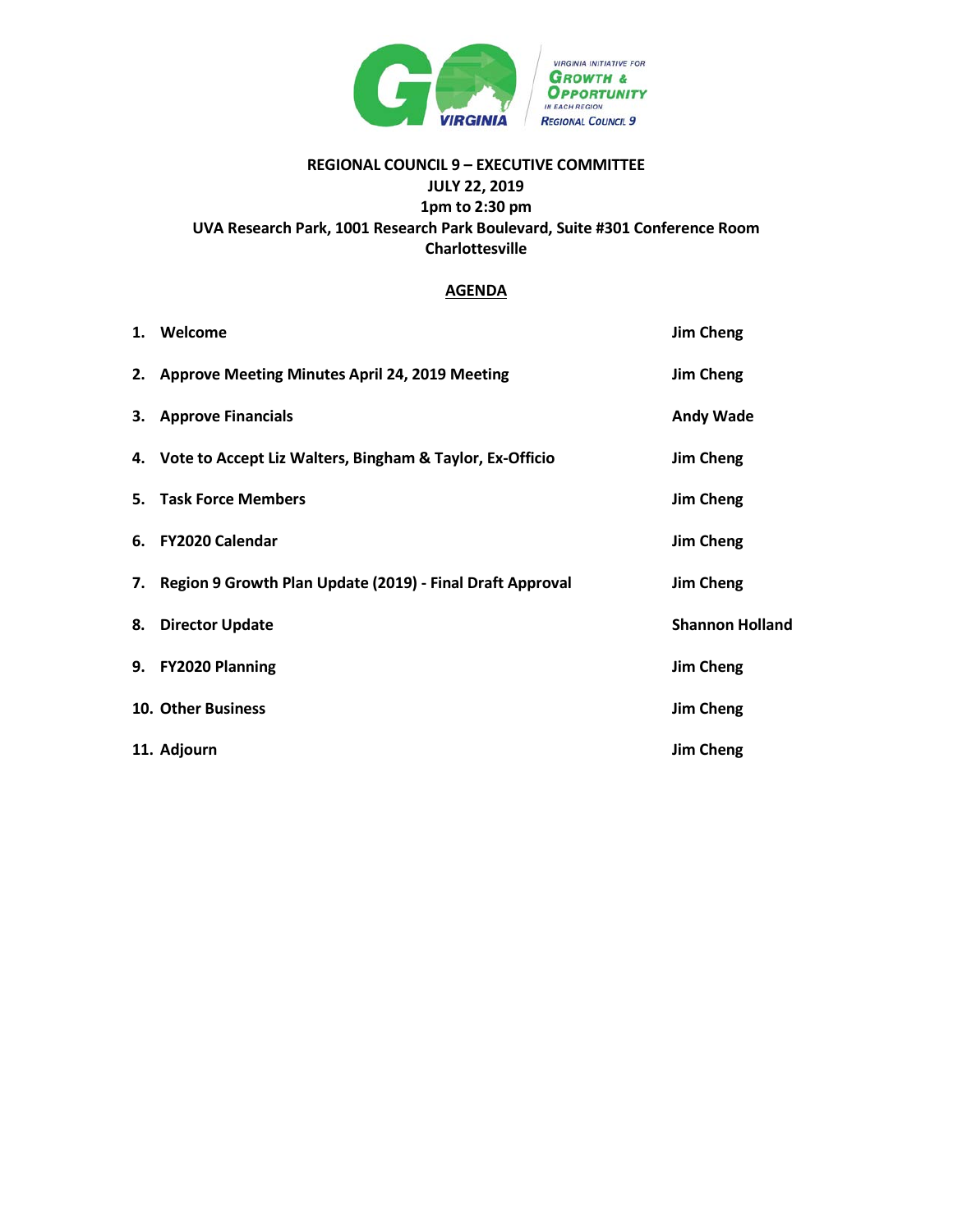VIRGINIA INITIATIVE FOR GROWTH & OPPORTUNITY IN EACH REGION

REGIONAL COUNCIL 9

**REGIONAL COUNCIL 9 – EXECUTIVE COMMITTEE**
**JULY 22, 2019**
**1pm to 2:30 pm**
**UVA Research Park, 1001 Research Park Boulevard, Suite #301 Conference Room**
**Charlottesville**

## AGENDA

| | | |
|---|---|---|
| 1. | **Welcome** | **Jim Cheng** |
| 2. | **Approve Meeting Minutes April 24, 2019 Meeting** | **Jim Cheng** |
| 3. | **Approve Financials** | **Andy Wade** |
| 4. | **Vote to Accept Liz Walters, Bingham & Taylor, Ex-Officio** | **Jim Cheng** |
| 5. | **Task Force Members** | **Jim Cheng** |
| 6. | **FY2020 Calendar** | **Jim Cheng** |
| 7. | **Region 9 Growth Plan Update (2019) - Final Draft Approval** | **Jim Cheng** |
| 8. | **Director Update** | **Shannon Holland** |
| 9. | **FY2020 Planning** | **Jim Cheng** |
| 10. | **Other Business** | **Jim Cheng** |
| 11. | **Adjourn** | **Jim Cheng** |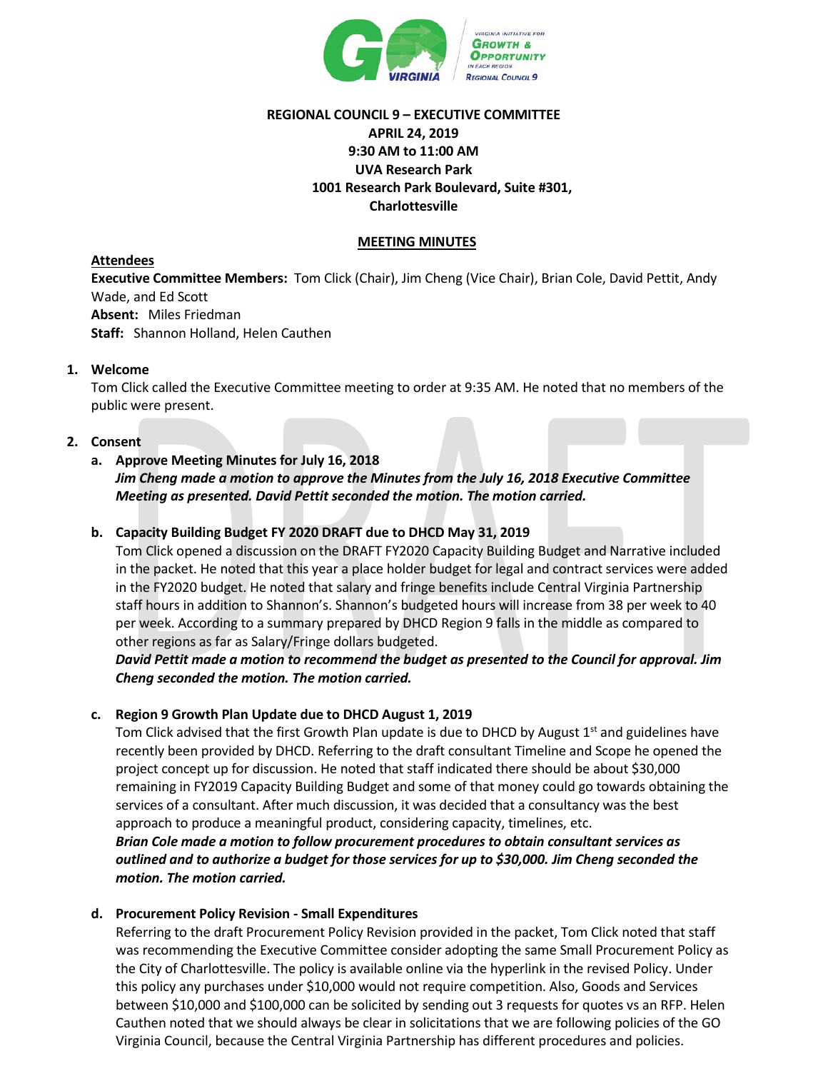**REGIONAL COUNCIL 9 – EXECUTIVE COMMITTEE**
**APRIL 24, 2019**
**9:30 AM to 11:00 AM**
**UVA Research Park**
**1001 Research Park Boulevard, Suite #301,**
**Charlottesville**

**MEETING MINUTES**

**Attendees**
**Executive Committee Members:** Tom Click (Chair), Jim Cheng (Vice Chair), Brian Cole, David Pettit, Andy Wade, and Ed Scott
**Absent:** Miles Friedman
**Staff:** Shannon Holland, Helen Cauthen

1. **Welcome**
Tom Click called the Executive Committee meeting to order at 9:35 AM. He noted that no members of the public were present.

2. **Consent**
   a. **Approve Meeting Minutes for July 16, 2018**
   ***Jim Cheng made a motion to approve the Minutes from the July 16, 2018 Executive Committee Meeting as presented. David Pettit seconded the motion. The motion carried.***

   b. **Capacity Building Budget FY 2020 DRAFT due to DHCD May 31, 2019**
   Tom Click opened a discussion on the DRAFT FY2020 Capacity Building Budget and Narrative included in the packet. He noted that this year a place holder budget for legal and contract services were added in the FY2020 budget. He noted that salary and fringe benefits include Central Virginia Partnership staff hours in addition to Shannon's. Shannon's budgeted hours will increase from 38 per week to 40 per week. According to a summary prepared by DHCD Region 9 falls in the middle as compared to other regions as far as Salary/Fringe dollars budgeted.
   ***David Pettit made a motion to recommend the budget as presented to the Council for approval. Jim Cheng seconded the motion. The motion carried.***

   c. **Region 9 Growth Plan Update due to DHCD August 1, 2019**
   Tom Click advised that the first Growth Plan update is due to DHCD by August 1st and guidelines have recently been provided by DHCD. Referring to the draft consultant Timeline and Scope he opened the project concept up for discussion. He noted that staff indicated there should be about $30,000 remaining in FY2019 Capacity Building Budget and some of that money could go towards obtaining the services of a consultant. After much discussion, it was decided that a consultancy was the best approach to produce a meaningful product, considering capacity, timelines, etc.
   ***Brian Cole made a motion to follow procurement procedures to obtain consultant services as outlined and to authorize a budget for those services for up to $30,000. Jim Cheng seconded the motion. The motion carried.***

   d. **Procurement Policy Revision - Small Expenditures**
   Referring to the draft Procurement Policy Revision provided in the packet, Tom Click noted that staff was recommending the Executive Committee consider adopting the same Small Procurement Policy as the City of Charlottesville. The policy is available online via the hyperlink in the revised Policy. Under this policy any purchases under $10,000 would not require competition. Also, Goods and Services between $10,000 and $100,000 can be solicited by sending out 3 requests for quotes vs an RFP. Helen Cauthen noted that we should always be clear in solicitations that we are following policies of the GO Virginia Council, because the Central Virginia Partnership has different procedures and policies.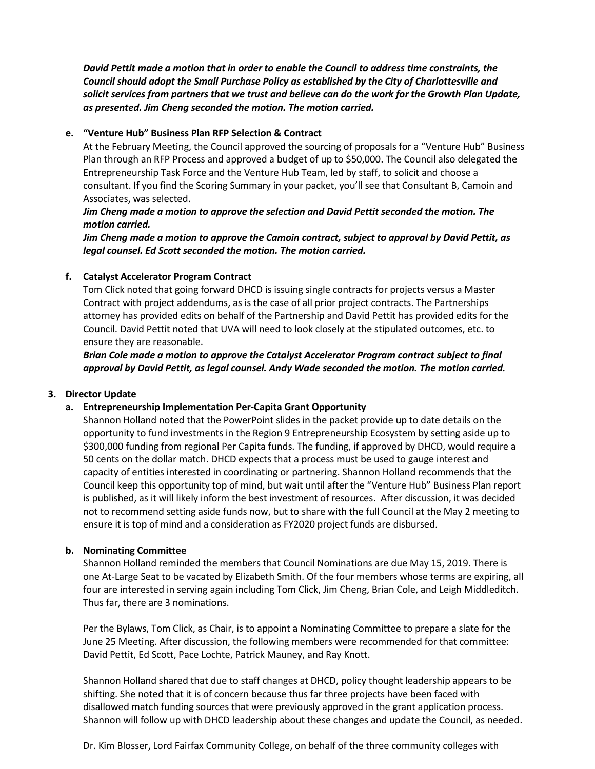***David Pettit made a motion that in order to enable the Council to address time constraints, the Council should adopt the Small Purchase Policy as established by the City of Charlottesville and solicit services from partners that we trust and believe can do the work for the Growth Plan Update, as presented. Jim Cheng seconded the motion. The motion carried.***

**e. "Venture Hub" Business Plan RFP Selection & Contract**

At the February Meeting, the Council approved the sourcing of proposals for a "Venture Hub" Business Plan through an RFP Process and approved a budget of up to $50,000. The Council also delegated the Entrepreneurship Task Force and the Venture Hub Team, led by staff, to solicit and choose a consultant. If you find the Scoring Summary in your packet, you'll see that Consultant B, Camoin and Associates, was selected.

***Jim Cheng made a motion to approve the selection and David Pettit seconded the motion. The motion carried.***

***Jim Cheng made a motion to approve the Camoin contract, subject to approval by David Pettit, as legal counsel. Ed Scott seconded the motion. The motion carried.***

**f. Catalyst Accelerator Program Contract**

Tom Click noted that going forward DHCD is issuing single contracts for projects versus a Master Contract with project addendums, as is the case of all prior project contracts. The Partnerships attorney has provided edits on behalf of the Partnership and David Pettit has provided edits for the Council. David Pettit noted that UVA will need to look closely at the stipulated outcomes, etc. to ensure they are reasonable.

***Brian Cole made a motion to approve the Catalyst Accelerator Program contract subject to final approval by David Pettit, as legal counsel. Andy Wade seconded the motion. The motion carried.***

**3. Director Update**

**a. Entrepreneurship Implementation Per-Capita Grant Opportunity**

Shannon Holland noted that the PowerPoint slides in the packet provide up to date details on the opportunity to fund investments in the Region 9 Entrepreneurship Ecosystem by setting aside up to $300,000 funding from regional Per Capita funds. The funding, if approved by DHCD, would require a 50 cents on the dollar match. DHCD expects that a process must be used to gauge interest and capacity of entities interested in coordinating or partnering. Shannon Holland recommends that the Council keep this opportunity top of mind, but wait until after the "Venture Hub" Business Plan report is published, as it will likely inform the best investment of resources. After discussion, it was decided not to recommend setting aside funds now, but to share with the full Council at the May 2 meeting to ensure it is top of mind and a consideration as FY2020 project funds are disbursed.

**b. Nominating Committee**

Shannon Holland reminded the members that Council Nominations are due May 15, 2019. There is one At-Large Seat to be vacated by Elizabeth Smith. Of the four members whose terms are expiring, all four are interested in serving again including Tom Click, Jim Cheng, Brian Cole, and Leigh Middleditch. Thus far, there are 3 nominations.

Per the Bylaws, Tom Click, as Chair, is to appoint a Nominating Committee to prepare a slate for the June 25 Meeting. After discussion, the following members were recommended for that committee: David Pettit, Ed Scott, Pace Lochte, Patrick Mauney, and Ray Knott.

Shannon Holland shared that due to staff changes at DHCD, policy thought leadership appears to be shifting. She noted that it is of concern because thus far three projects have been faced with disallowed match funding sources that were previously approved in the grant application process. Shannon will follow up with DHCD leadership about these changes and update the Council, as needed.

Dr. Kim Blosser, Lord Fairfax Community College, on behalf of the three community colleges with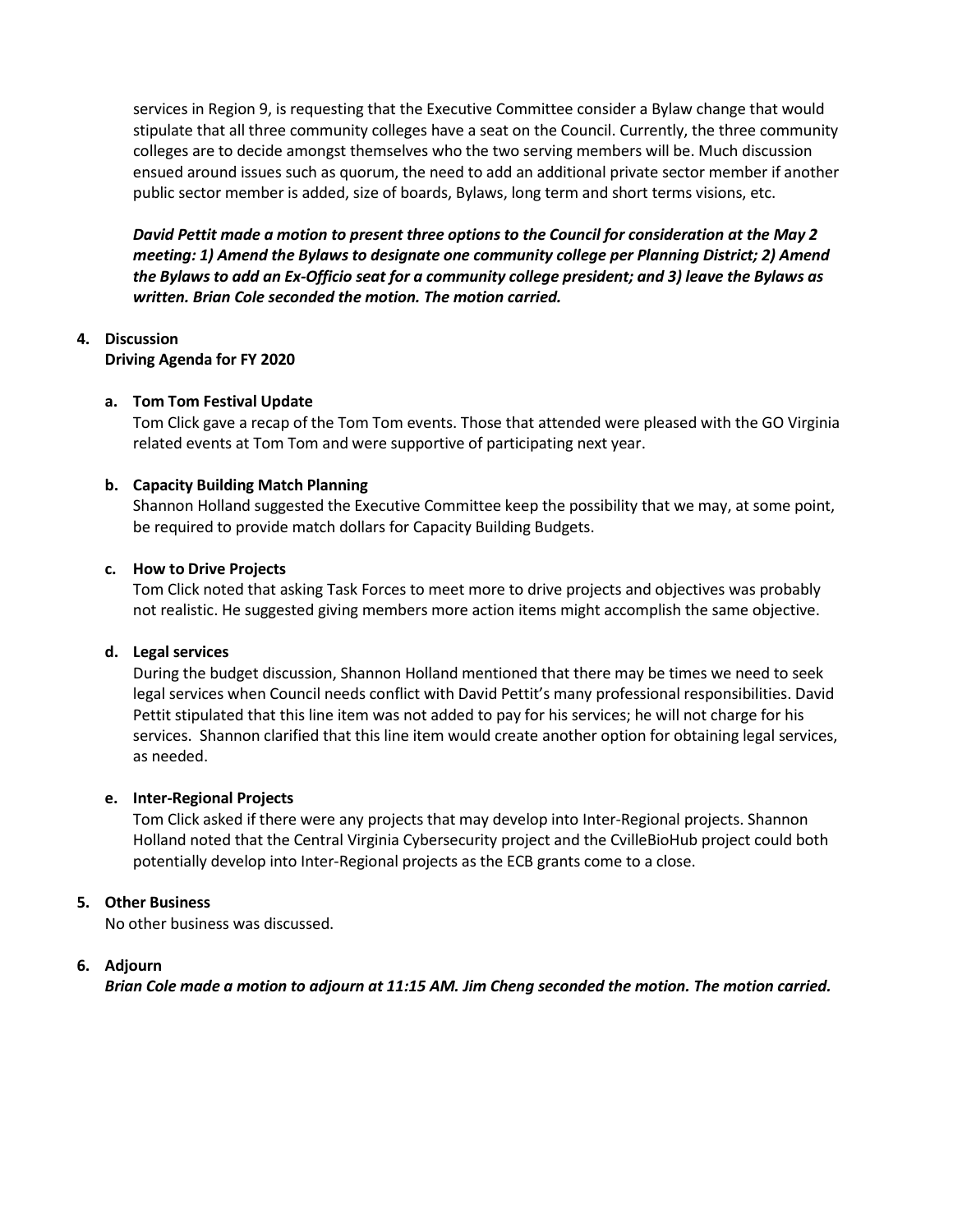services in Region 9, is requesting that the Executive Committee consider a Bylaw change that would stipulate that all three community colleges have a seat on the Council. Currently, the three community colleges are to decide amongst themselves who the two serving members will be. Much discussion ensued around issues such as quorum, the need to add an additional private sector member if another public sector member is added, size of boards, Bylaws, long term and short terms visions, etc.

***David Pettit made a motion to present three options to the Council for consideration at the May 2 meeting: 1) Amend the Bylaws to designate one community college per Planning District; 2) Amend the Bylaws to add an Ex-Officio seat for a community college president; and 3) leave the Bylaws as written. Brian Cole seconded the motion. The motion carried.***

**4. Discussion**
**Driving Agenda for FY 2020**

**a. Tom Tom Festival Update**
Tom Click gave a recap of the Tom Tom events. Those that attended were pleased with the GO Virginia related events at Tom Tom and were supportive of participating next year.

**b. Capacity Building Match Planning**
Shannon Holland suggested the Executive Committee keep the possibility that we may, at some point, be required to provide match dollars for Capacity Building Budgets.

**c. How to Drive Projects**
Tom Click noted that asking Task Forces to meet more to drive projects and objectives was probably not realistic. He suggested giving members more action items might accomplish the same objective.

**d. Legal services**
During the budget discussion, Shannon Holland mentioned that there may be times we need to seek legal services when Council needs conflict with David Pettit's many professional responsibilities. David Pettit stipulated that this line item was not added to pay for his services; he will not charge for his services. Shannon clarified that this line item would create another option for obtaining legal services, as needed.

**e. Inter-Regional Projects**
Tom Click asked if there were any projects that may develop into Inter-Regional projects. Shannon Holland noted that the Central Virginia Cybersecurity project and the CvilleBioHub project could both potentially develop into Inter-Regional projects as the ECB grants come to a close.

**5. Other Business**
No other business was discussed.

**6. Adjourn**
***Brian Cole made a motion to adjourn at 11:15 AM. Jim Cheng seconded the motion. The motion carried.***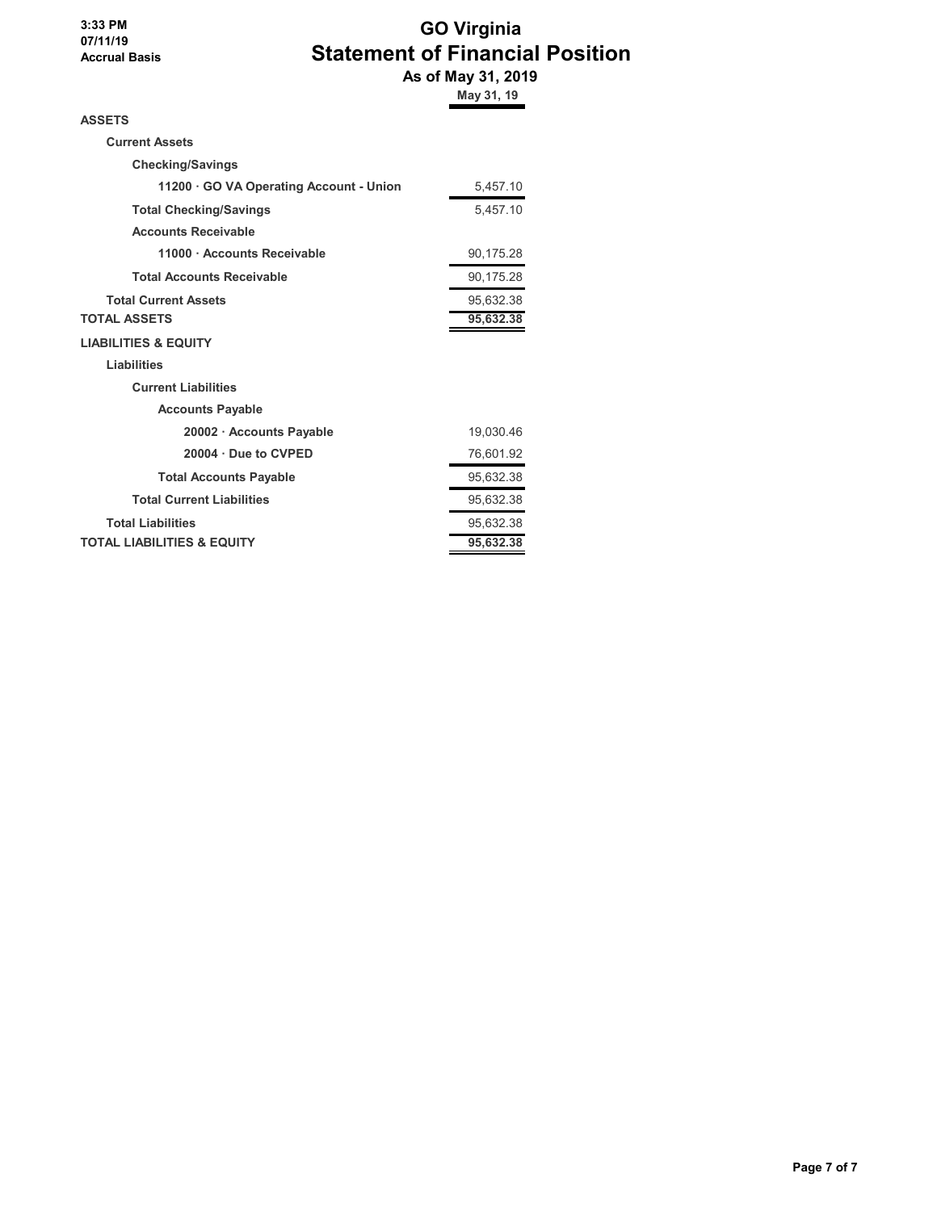3:33 PM
07/11/19
Accrual Basis

# GO Virginia
# Statement of Financial Position
### As of May 31, 2019

| | May 31, 19 |
|---|---|
| **ASSETS** | |
| **Current Assets** | |
| **Checking/Savings** | |
| **11200 · GO VA Operating Account - Union** | 5,457.10 |
| **Total Checking/Savings** | 5,457.10 |
| **Accounts Receivable** | |
| **11000 · Accounts Receivable** | 90,175.28 |
| **Total Accounts Receivable** | 90,175.28 |
| **Total Current Assets** | 95,632.38 |
| **TOTAL ASSETS** | **95,632.38** |
| **LIABILITIES & EQUITY** | |
| **Liabilities** | |
| **Current Liabilities** | |
| **Accounts Payable** | |
| **20002 · Accounts Payable** | 19,030.46 |
| **20004 · Due to CVPED** | 76,601.92 |
| **Total Accounts Payable** | 95,632.38 |
| **Total Current Liabilities** | 95,632.38 |
| **Total Liabilities** | 95,632.38 |
| **TOTAL LIABILITIES & EQUITY** | **95,632.38** |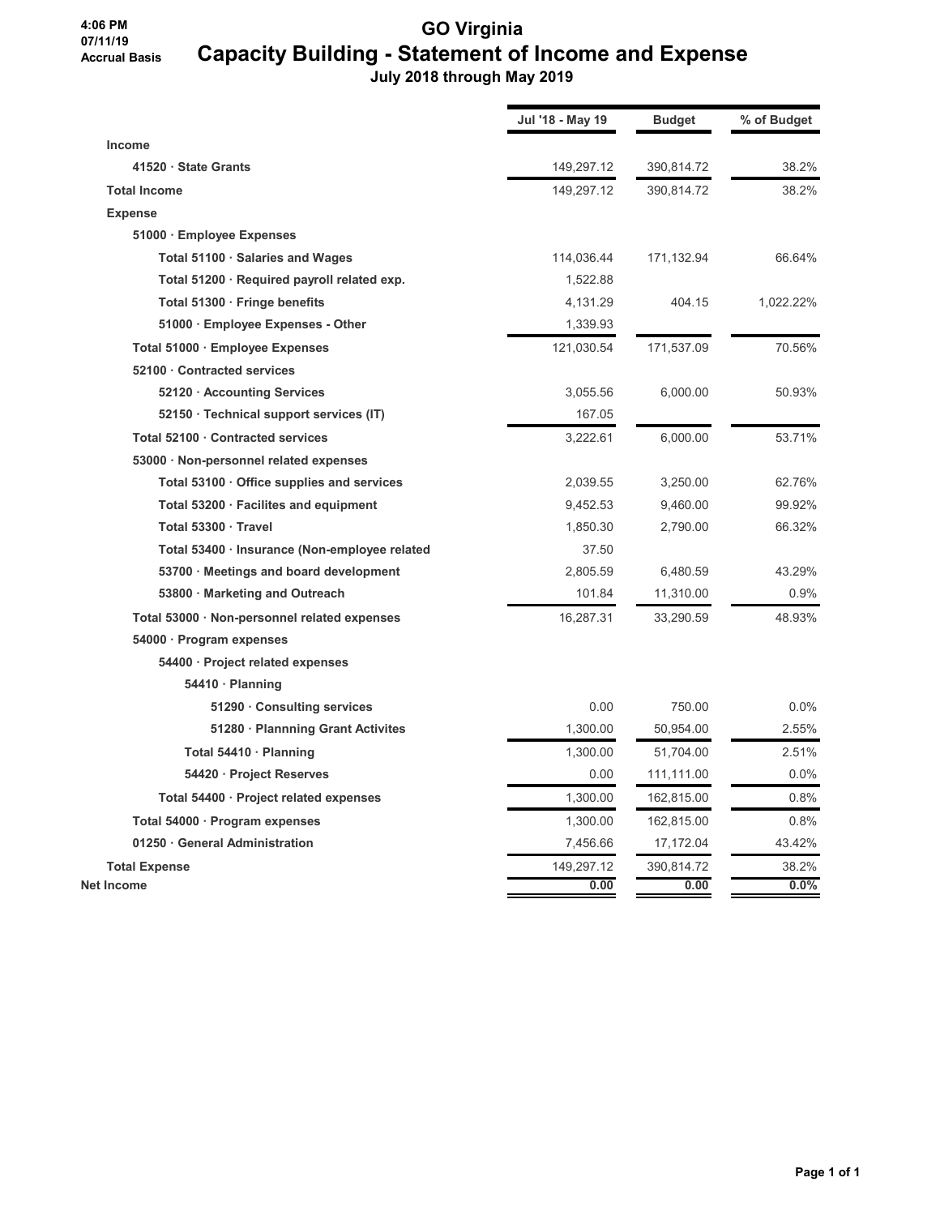4:06 PM
07/11/19
Accrual Basis

# GO Virginia
# Capacity Building - Statement of Income and Expense
### July 2018 through May 2019

| | Jul '18 - May 19 | Budget | % of Budget |
|---|---|---|---|
| **Income** | | | |
| **41520 · State Grants** | 149,297.12 | 390,814.72 | 38.2% |
| **Total Income** | 149,297.12 | 390,814.72 | 38.2% |
| **Expense** | | | |
| **51000 · Employee Expenses** | | | |
| **Total 51100 · Salaries and Wages** | 114,036.44 | 171,132.94 | 66.64% |
| **Total 51200 · Required payroll related exp.** | 1,522.88 | | |
| **Total 51300 · Fringe benefits** | 4,131.29 | 404.15 | 1,022.22% |
| **51000 · Employee Expenses - Other** | 1,339.93 | | |
| **Total 51000 · Employee Expenses** | 121,030.54 | 171,537.09 | 70.56% |
| **52100 · Contracted services** | | | |
| **52120 · Accounting Services** | 3,055.56 | 6,000.00 | 50.93% |
| **52150 · Technical support services (IT)** | 167.05 | | |
| **Total 52100 · Contracted services** | 3,222.61 | 6,000.00 | 53.71% |
| **53000 · Non-personnel related expenses** | | | |
| **Total 53100 · Office supplies and services** | 2,039.55 | 3,250.00 | 62.76% |
| **Total 53200 · Facilites and equipment** | 9,452.53 | 9,460.00 | 99.92% |
| **Total 53300 · Travel** | 1,850.30 | 2,790.00 | 66.32% |
| **Total 53400 · Insurance (Non-employee related** | 37.50 | | |
| **53700 · Meetings and board development** | 2,805.59 | 6,480.59 | 43.29% |
| **53800 · Marketing and Outreach** | 101.84 | 11,310.00 | 0.9% |
| **Total 53000 · Non-personnel related expenses** | 16,287.31 | 33,290.59 | 48.93% |
| **54000 · Program expenses** | | | |
| **54400 · Project related expenses** | | | |
| **54410 · Planning** | | | |
| **51290 · Consulting services** | 0.00 | 750.00 | 0.0% |
| **51280 · Plannning Grant Activites** | 1,300.00 | 50,954.00 | 2.55% |
| **Total 54410 · Planning** | 1,300.00 | 51,704.00 | 2.51% |
| **54420 · Project Reserves** | 0.00 | 111,111.00 | 0.0% |
| **Total 54400 · Project related expenses** | 1,300.00 | 162,815.00 | 0.8% |
| **Total 54000 · Program expenses** | 1,300.00 | 162,815.00 | 0.8% |
| **01250 · General Administration** | 7,456.66 | 17,172.04 | 43.42% |
| **Total Expense** | 149,297.12 | 390,814.72 | 38.2% |
| **Net Income** | **0.00** | **0.00** | **0.0%** |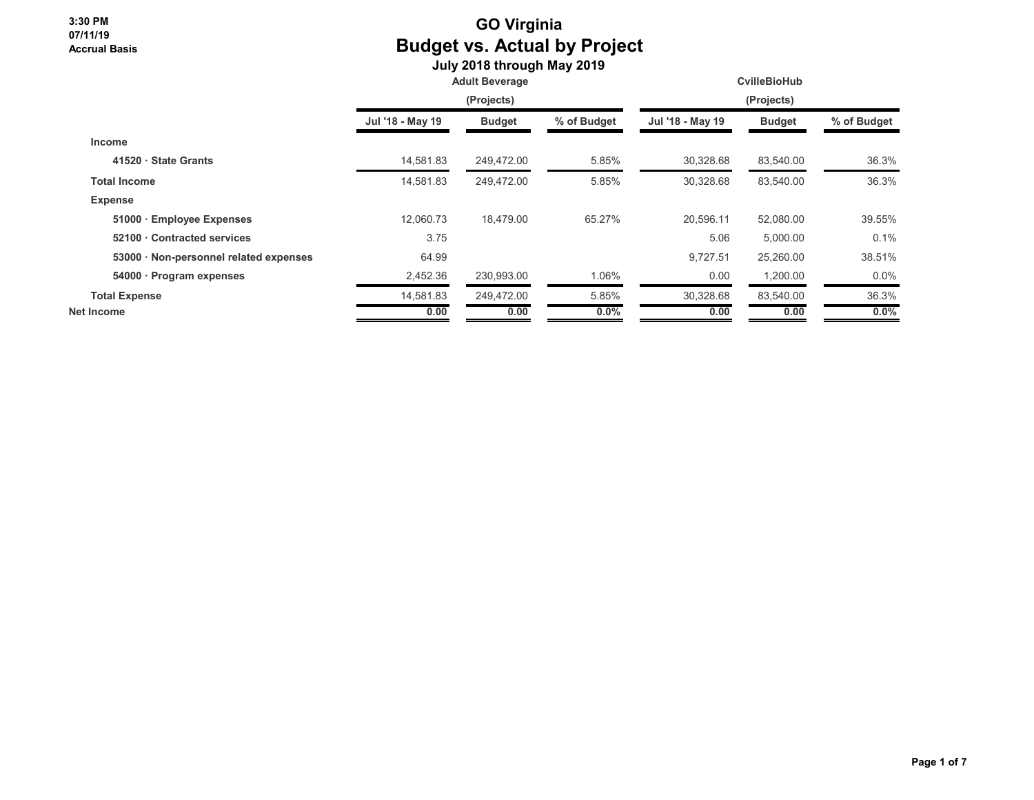3:30 PM
07/11/19
Accrual Basis

# GO Virginia
## Budget vs. Actual by Project
### July 2018 through May 2019

| | Adult Beverage (Projects) | | | CvilleBioHub (Projects) | | |
|---|---|---|---|---|---|---|
| | Jul '18 - May 19 | Budget | % of Budget | Jul '18 - May 19 | Budget | % of Budget |
| **Income** | | | | | | |
| **41520 · State Grants** | 14,581.83 | 249,472.00 | 5.85% | 30,328.68 | 83,540.00 | 36.3% |
| **Total Income** | 14,581.83 | 249,472.00 | 5.85% | 30,328.68 | 83,540.00 | 36.3% |
| **Expense** | | | | | | |
| **51000 · Employee Expenses** | 12,060.73 | 18,479.00 | 65.27% | 20,596.11 | 52,080.00 | 39.55% |
| **52100 · Contracted services** | 3.75 | | | 5.06 | 5,000.00 | 0.1% |
| **53000 · Non-personnel related expenses** | 64.99 | | | 9,727.51 | 25,260.00 | 38.51% |
| **54000 · Program expenses** | 2,452.36 | 230,993.00 | 1.06% | 0.00 | 1,200.00 | 0.0% |
| **Total Expense** | 14,581.83 | 249,472.00 | 5.85% | 30,328.68 | 83,540.00 | 36.3% |
| **Net Income** | **0.00** | **0.00** | **0.0%** | **0.00** | **0.00** | **0.0%** |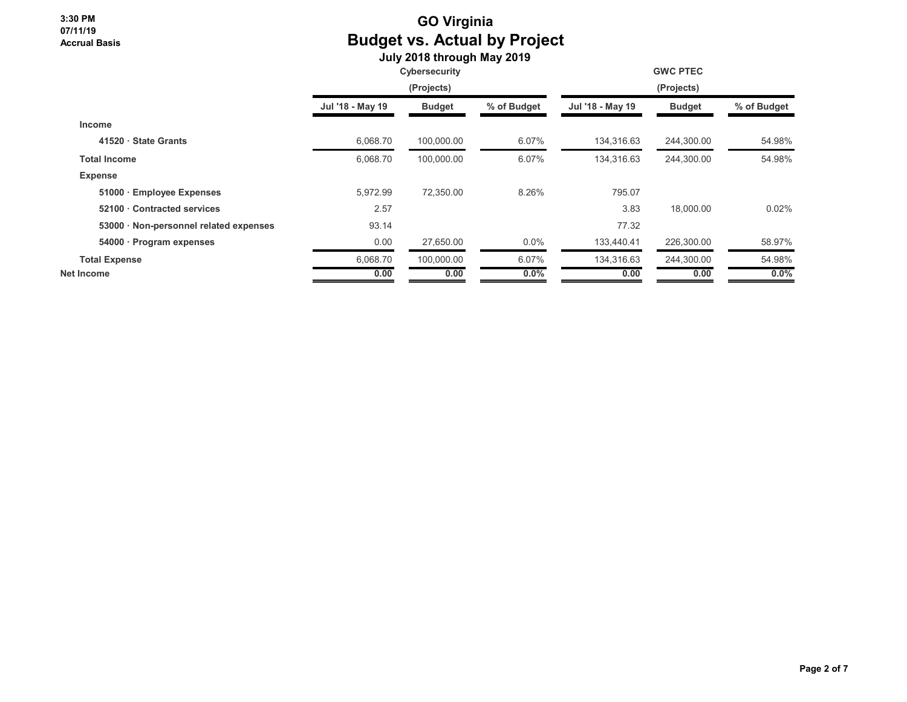3:30 PM
07/11/19
Accrual Basis

# GO Virginia
## Budget vs. Actual by Project
### July 2018 through May 2019

| | Cybersecurity (Projects) | | | GWC PTEC (Projects) | | |
|---|---|---|---|---|---|---|
| | Jul '18 - May 19 | Budget | % of Budget | Jul '18 - May 19 | Budget | % of Budget |
| **Income** | | | | | | |
| **41520 · State Grants** | 6,068.70 | 100,000.00 | 6.07% | 134,316.63 | 244,300.00 | 54.98% |
| **Total Income** | 6,068.70 | 100,000.00 | 6.07% | 134,316.63 | 244,300.00 | 54.98% |
| **Expense** | | | | | | |
| **51000 · Employee Expenses** | 5,972.99 | 72,350.00 | 8.26% | 795.07 | | |
| **52100 · Contracted services** | 2.57 | | | 3.83 | 18,000.00 | 0.02% |
| **53000 · Non-personnel related expenses** | 93.14 | | | 77.32 | | |
| **54000 · Program expenses** | 0.00 | 27,650.00 | 0.0% | 133,440.41 | 226,300.00 | 58.97% |
| **Total Expense** | 6,068.70 | 100,000.00 | 6.07% | 134,316.63 | 244,300.00 | 54.98% |
| **Net Income** | **0.00** | **0.00** | **0.0%** | **0.00** | **0.00** | **0.0%** |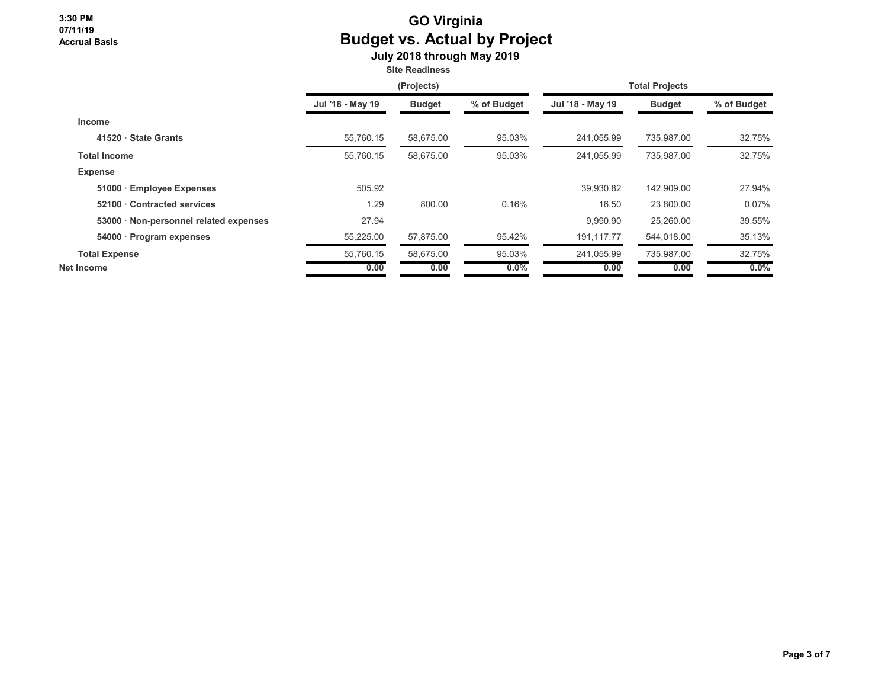3:30 PM
07/11/19
Accrual Basis

# GO Virginia
## Budget vs. Actual by Project
### July 2018 through May 2019

| | Site Readiness (Projects) | | | Total Projects | | |
|---|---|---|---|---|---|---|
| | Jul '18 - May 19 | Budget | % of Budget | Jul '18 - May 19 | Budget | % of Budget |
| **Income** | | | | | | |
| 41520 · State Grants | 55,760.15 | 58,675.00 | 95.03% | 241,055.99 | 735,987.00 | 32.75% |
| **Total Income** | 55,760.15 | 58,675.00 | 95.03% | 241,055.99 | 735,987.00 | 32.75% |
| **Expense** | | | | | | |
| 51000 · Employee Expenses | 505.92 | | | 39,930.82 | 142,909.00 | 27.94% |
| 52100 · Contracted services | 1.29 | 800.00 | 0.16% | 16.50 | 23,800.00 | 0.07% |
| 53000 · Non-personnel related expenses | 27.94 | | | 9,990.90 | 25,260.00 | 39.55% |
| 54000 · Program expenses | 55,225.00 | 57,875.00 | 95.42% | 191,117.77 | 544,018.00 | 35.13% |
| **Total Expense** | 55,760.15 | 58,675.00 | 95.03% | 241,055.99 | 735,987.00 | 32.75% |
| **Net Income** | 0.00 | 0.00 | 0.0% | 0.00 | 0.00 | 0.0% |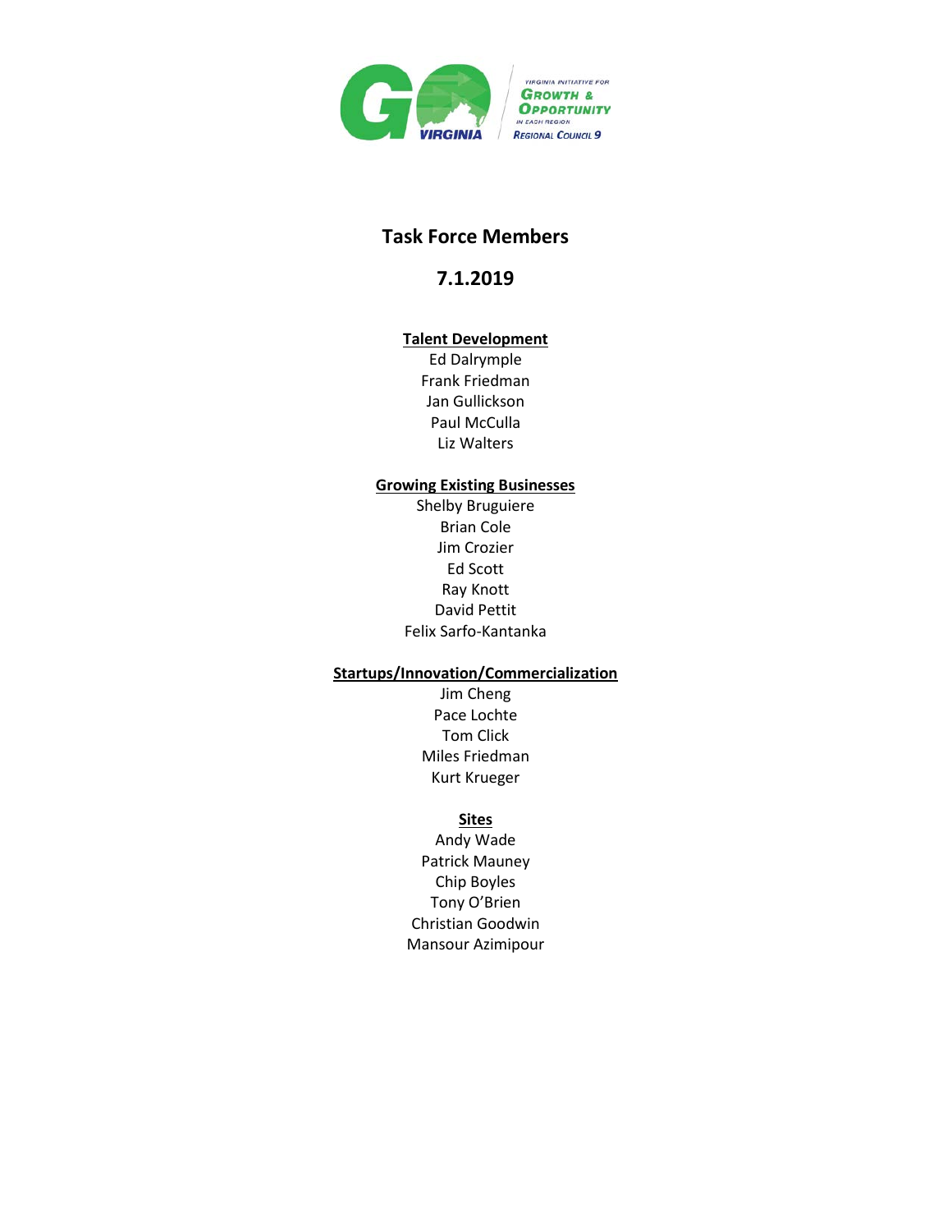GO VIRGINIA

VIRGINIA INITIATIVE FOR GROWTH & OPPORTUNITY IN EACH REGION

REGIONAL COUNCIL 9

# Task Force Members

## 7.1.2019

**Talent Development**

Ed Dalrymple
Frank Friedman
Jan Gullickson
Paul McCulla
Liz Walters

**Growing Existing Businesses**

Shelby Bruguiere
Brian Cole
Jim Crozier
Ed Scott
Ray Knott
David Pettit
Felix Sarfo-Kantanka

**Startups/Innovation/Commercialization**

Jim Cheng
Pace Lochte
Tom Click
Miles Friedman
Kurt Krueger

**Sites**

Andy Wade
Patrick Mauney
Chip Boyles
Tony O'Brien
Christian Goodwin
Mansour Azimipour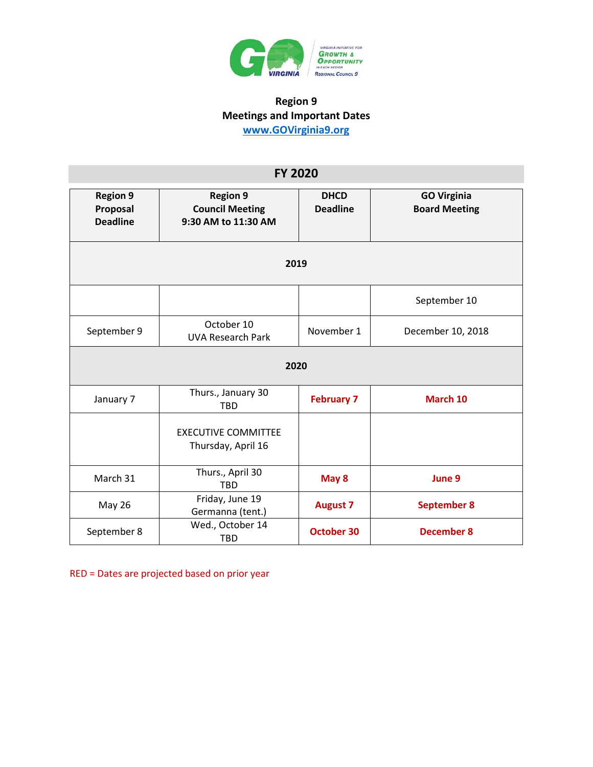**Region 9**
**Meetings and Important Dates**
**www.GOVirginia9.org**

**FY 2020**

| Region 9 Proposal Deadline | Region 9 Council Meeting 9:30 AM to 11:30 AM | DHCD Deadline | GO Virginia Board Meeting |
|---|---|---|---|
| **2019** | | | |
| | | | September 10 |
| September 9 | October 10 UVA Research Park | November 1 | December 10, 2018 |
| **2020** | | | |
| January 7 | Thurs., January 30 TBD | **February 7** | **March 10** |
| | EXECUTIVE COMMITTEE Thursday, April 16 | | |
| March 31 | Thurs., April 30 TBD | **May 8** | **June 9** |
| May 26 | Friday, June 19 Germanna (tent.) | **August 7** | **September 8** |
| September 8 | Wed., October 14 TBD | **October 30** | **December 8** |

RED = Dates are projected based on prior year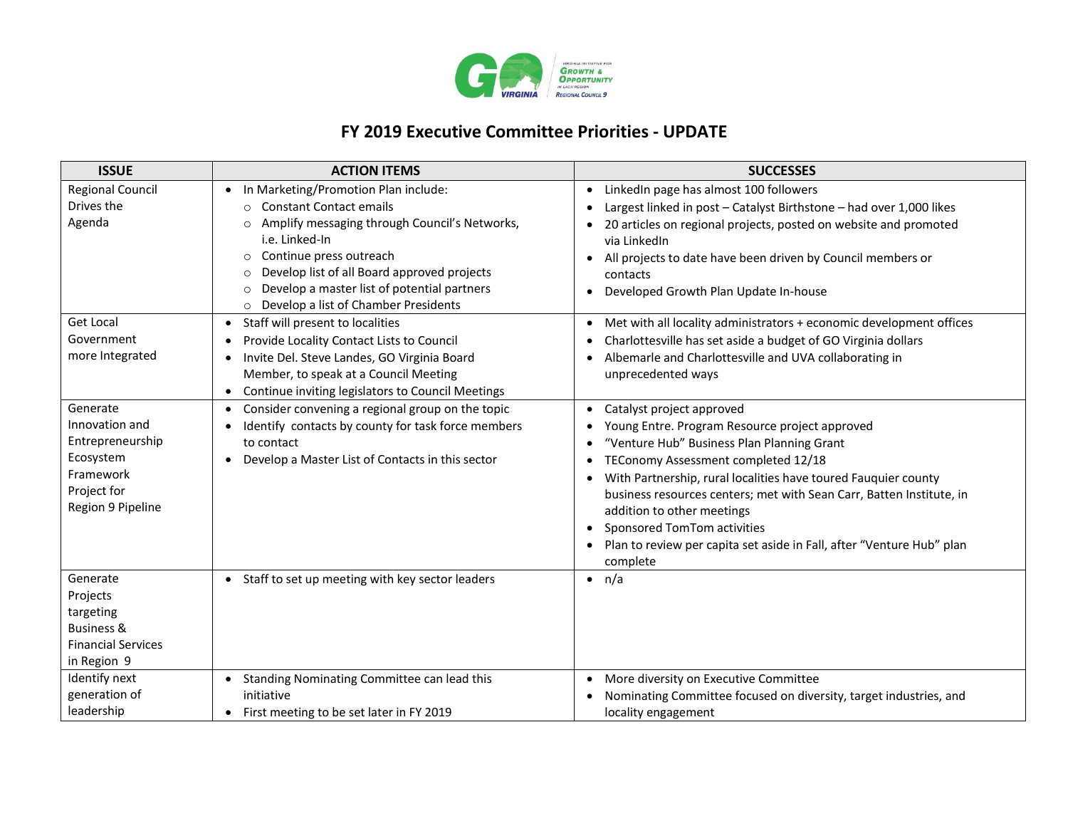# FY 2019 Executive Committee Priorities - UPDATE

| ISSUE | ACTION ITEMS | SUCCESSES |
|---|---|---|
| Regional Council Drives the Agenda | • In Marketing/Promotion Plan include:<br>  ○ Constant Contact emails<br>  ○ Amplify messaging through Council's Networks, i.e. Linked-In<br>  ○ Continue press outreach<br>  ○ Develop list of all Board approved projects<br>  ○ Develop a master list of potential partners<br>  ○ Develop a list of Chamber Presidents | • LinkedIn page has almost 100 followers<br>• Largest linked in post – Catalyst Birthstone – had over 1,000 likes<br>• 20 articles on regional projects, posted on website and promoted via LinkedIn<br>• All projects to date have been driven by Council members or contacts<br>• Developed Growth Plan Update In-house |
| Get Local Government more Integrated | • Staff will present to localities<br>• Provide Locality Contact Lists to Council<br>• Invite Del. Steve Landes, GO Virginia Board Member, to speak at a Council Meeting<br>• Continue inviting legislators to Council Meetings | • Met with all locality administrators + economic development offices<br>• Charlottesville has set aside a budget of GO Virginia dollars<br>• Albemarle and Charlottesville and UVA collaborating in unprecedented ways |
| Generate Innovation and Entrepreneurship Ecosystem Framework Project for Region 9 Pipeline | • Consider convening a regional group on the topic<br>• Identify contacts by county for task force members to contact<br>• Develop a Master List of Contacts in this sector | • Catalyst project approved<br>• Young Entre. Program Resource project approved<br>• "Venture Hub" Business Plan Planning Grant<br>• TEConomy Assessment completed 12/18<br>• With Partnership, rural localities have toured Fauquier county business resources centers; met with Sean Carr, Batten Institute, in addition to other meetings<br>• Sponsored TomTom activities<br>• Plan to review per capita set aside in Fall, after "Venture Hub" plan complete |
| Generate Projects targeting Business & Financial Services in Region 9 | • Staff to set up meeting with key sector leaders | • n/a |
| Identify next generation of leadership | • Standing Nominating Committee can lead this initiative<br>• First meeting to be set later in FY 2019 | • More diversity on Executive Committee<br>• Nominating Committee focused on diversity, target industries, and locality engagement |